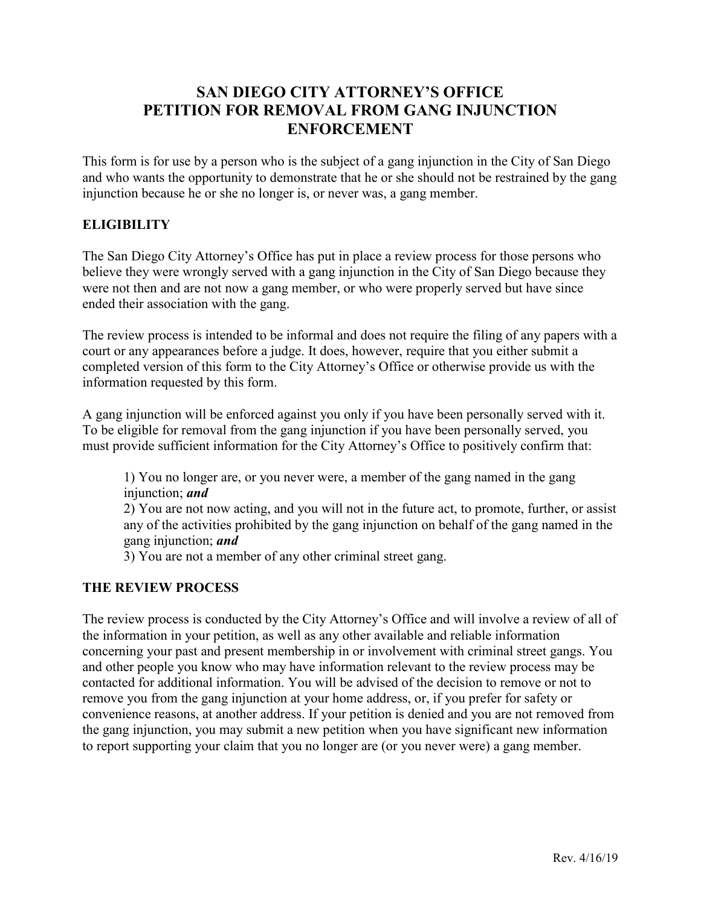# SAN DIEGO CITY ATTORNEY'S OFFICE PETITION FOR REMOVAL FROM GANG INJUNCTION ENFORCEMENT

This form is for use by a person who is the subject of a gang injunction in the City of San Diego and who wants the opportunity to demonstrate that he or she should not be restrained by the gang injunction because he or she no longer is, or never was, a gang member.

## ELIGIBILITY

The San Diego City Attorney's Office has put in place a review process for those persons who believe they were wrongly served with a gang injunction in the City of San Diego because they were not then and are not now a gang member, or who were properly served but have since ended their association with the gang.

The review process is intended to be informal and does not require the filing of any papers with a court or any appearances before a judge. It does, however, require that you either submit a completed version of this form to the City Attorney's Office or otherwise provide us with the information requested by this form.

A gang injunction will be enforced against you only if you have been personally served with it. To be eligible for removal from the gang injunction if you have been personally served, you must provide sufficient information for the City Attorney's Office to positively confirm that:

1) You no longer are, or you never were, a member of the gang named in the gang injunction; ***and***
2) You are not now acting, and you will not in the future act, to promote, further, or assist any of the activities prohibited by the gang injunction on behalf of the gang named in the gang injunction; ***and***
3) You are not a member of any other criminal street gang.

## THE REVIEW PROCESS

The review process is conducted by the City Attorney's Office and will involve a review of all of the information in your petition, as well as any other available and reliable information concerning your past and present membership in or involvement with criminal street gangs. You and other people you know who may have information relevant to the review process may be contacted for additional information. You will be advised of the decision to remove or not to remove you from the gang injunction at your home address, or, if you prefer for safety or convenience reasons, at another address. If your petition is denied and you are not removed from the gang injunction, you may submit a new petition when you have significant new information to report supporting your claim that you no longer are (or you never were) a gang member.

Rev. 4/16/19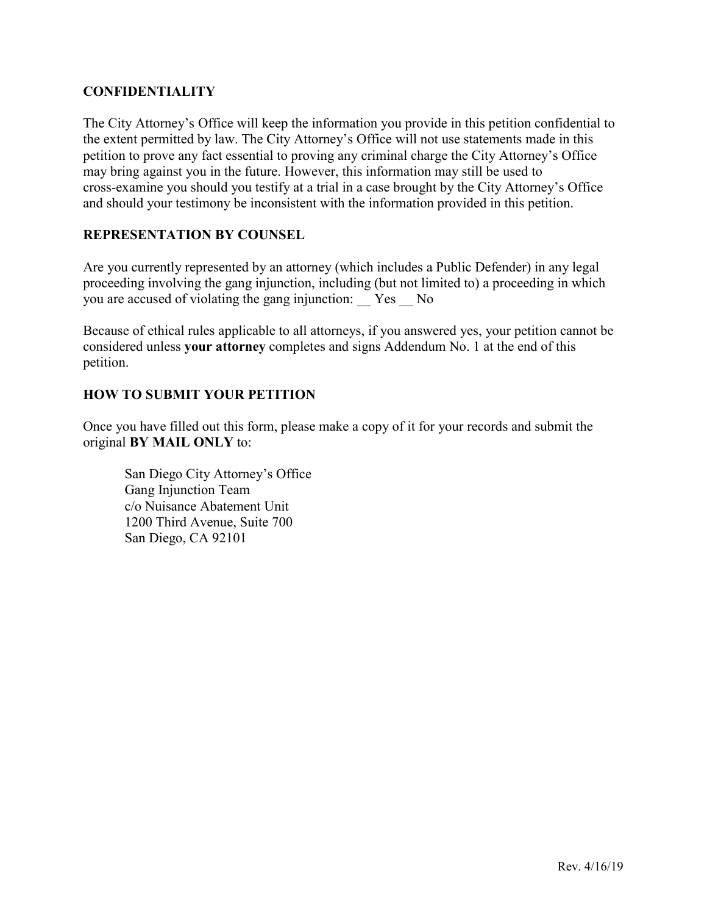## CONFIDENTIALITY

The City Attorney's Office will keep the information you provide in this petition confidential to the extent permitted by law. The City Attorney's Office will not use statements made in this petition to prove any fact essential to proving any criminal charge the City Attorney's Office may bring against you in the future. However, this information may still be used to cross-examine you should you testify at a trial in a case brought by the City Attorney's Office and should your testimony be inconsistent with the information provided in this petition.

## REPRESENTATION BY COUNSEL

Are you currently represented by an attorney (which includes a Public Defender) in any legal proceeding involving the gang injunction, including (but not limited to) a proceeding in which you are accused of violating the gang injunction: __ Yes __ No

Because of ethical rules applicable to all attorneys, if you answered yes, your petition cannot be considered unless **your attorney** completes and signs Addendum No. 1 at the end of this petition.

## HOW TO SUBMIT YOUR PETITION

Once you have filled out this form, please make a copy of it for your records and submit the original **BY MAIL ONLY** to:

San Diego City Attorney's Office
Gang Injunction Team
c/o Nuisance Abatement Unit
1200 Third Avenue, Suite 700
San Diego, CA 92101

Rev. 4/16/19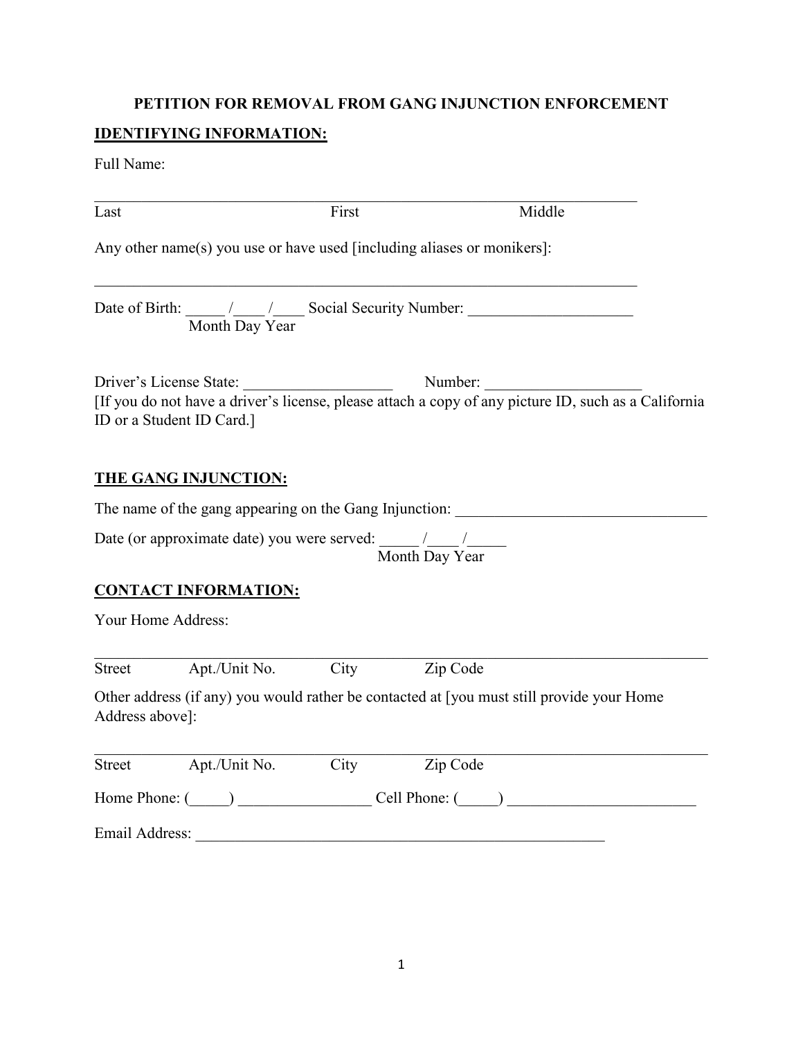# PETITION FOR REMOVAL FROM GANG INJUNCTION ENFORCEMENT

## IDENTIFYING INFORMATION:

Full Name:

_______________________________________________________________________

Last First Middle

Any other name(s) you use or have used [including aliases or monikers]:

_______________________________________________________________________

Date of Birth: _____ /____ /____ Social Security Number: _____________________
Month Day Year

Driver's License State: ___________________ Number: ____________________
[If you do not have a driver's license, please attach a copy of any picture ID, such as a California ID or a Student ID Card.]

## THE GANG INJUNCTION:

The name of the gang appearing on the Gang Injunction: ________________________________

Date (or approximate date) you were served: _____ /____ /_____
Month Day Year

## CONTACT INFORMATION:

Your Home Address:

_______________________________________________________________________

Street Apt./Unit No. City Zip Code

Other address (if any) you would rather be contacted at [you must still provide your Home Address above]:

_______________________________________________________________________

Street Apt./Unit No. City Zip Code

Home Phone: (_____) ________________ Cell Phone: (_____) _______________________

Email Address: ______________________________________________________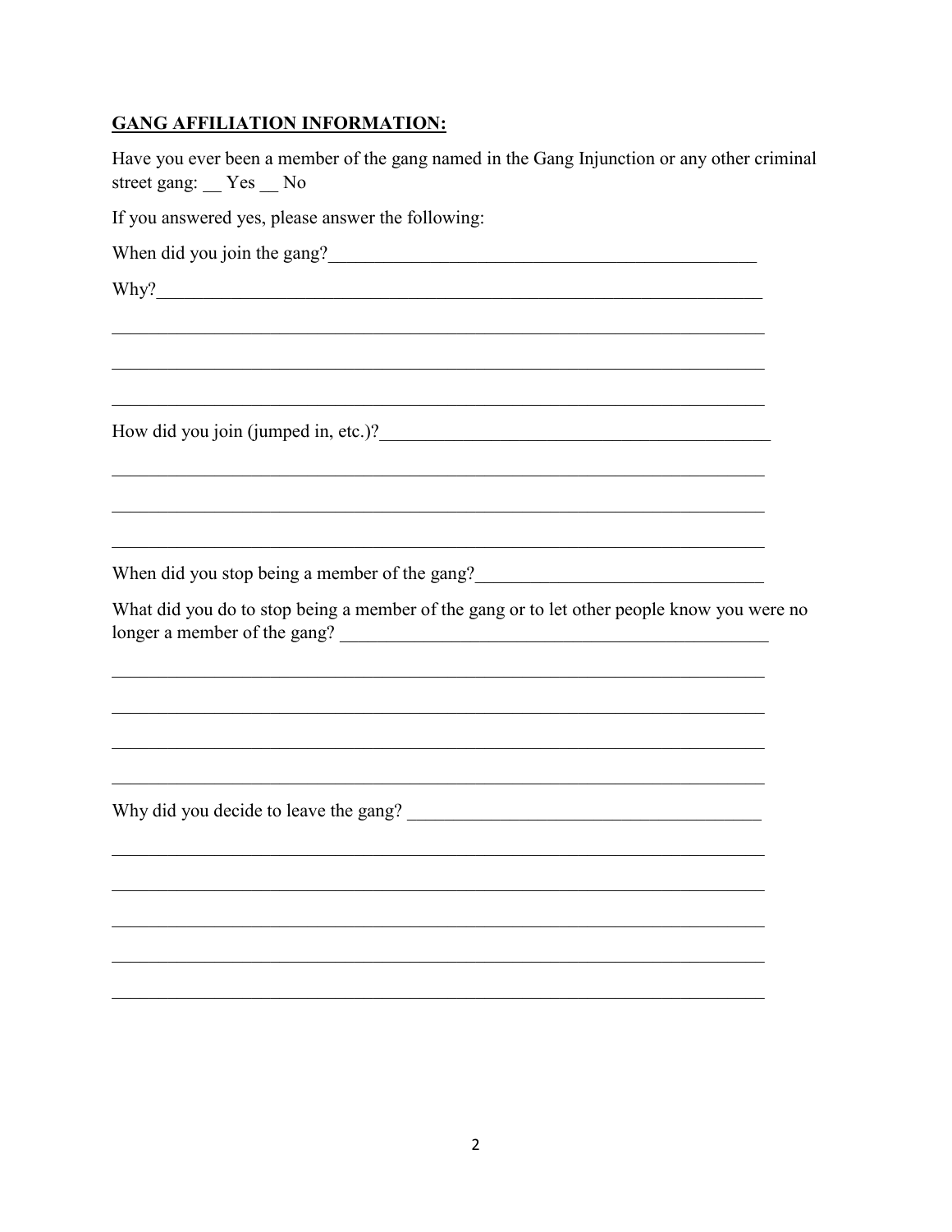**GANG AFFILIATION INFORMATION:**

Have you ever been a member of the gang named in the Gang Injunction or any other criminal street gang: __ Yes __ No

If you answered yes, please answer the following:

When did you join the gang?_______________________________________________

Why?_________________________________________________________________

______________________________________________________________________

______________________________________________________________________

______________________________________________________________________

How did you join (jumped in, etc.)?__________________________________________

______________________________________________________________________

______________________________________________________________________

______________________________________________________________________

When did you stop being a member of the gang?_______________________________

What did you do to stop being a member of the gang or to let other people know you were no longer a member of the gang? ________________________________________________

______________________________________________________________________

______________________________________________________________________

______________________________________________________________________

______________________________________________________________________

Why did you decide to leave the gang? ______________________________________

______________________________________________________________________

______________________________________________________________________

______________________________________________________________________

______________________________________________________________________

______________________________________________________________________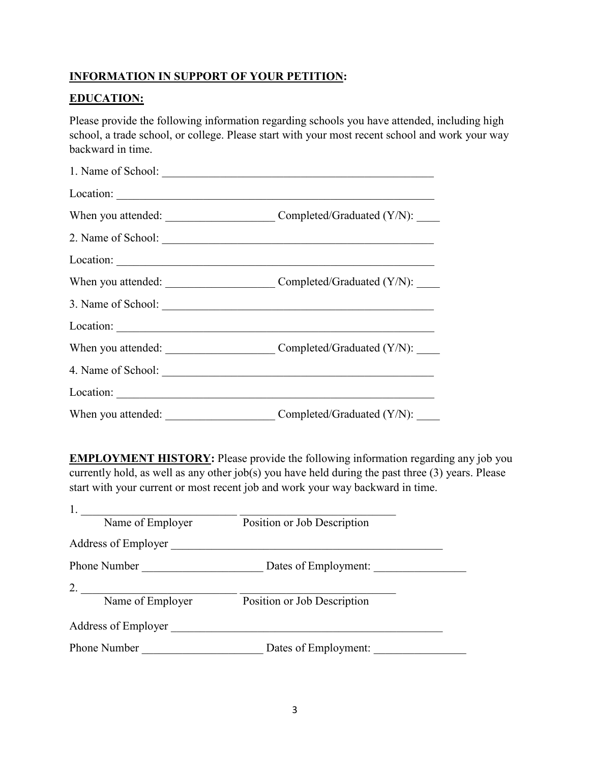**INFORMATION IN SUPPORT OF YOUR PETITION:**

**EDUCATION:**

Please provide the following information regarding schools you have attended, including high school, a trade school, or college. Please start with your most recent school and work your way backward in time.

1. Name of School: ________________________________________________

Location: ______________________________________________________

When you attended: __________________ Completed/Graduated (Y/N): ____

2. Name of School: ________________________________________________

Location: ______________________________________________________

When you attended: __________________ Completed/Graduated (Y/N): ____

3. Name of School: ________________________________________________

Location: ______________________________________________________

When you attended: __________________ Completed/Graduated (Y/N): ____

4. Name of School: ________________________________________________

Location: ______________________________________________________

When you attended: __________________ Completed/Graduated (Y/N): ____

**EMPLOYMENT HISTORY:** Please provide the following information regarding any job you currently hold, as well as any other job(s) you have held during the past three (3) years. Please start with your current or most recent job and work your way backward in time.

1. __________________________ __________________________
Name of Employer Position or Job Description

Address of Employer ______________________________________________

Phone Number ____________________ Dates of Employment: _______________

2. __________________________ __________________________
Name of Employer Position or Job Description

Address of Employer ______________________________________________

Phone Number ____________________ Dates of Employment: _______________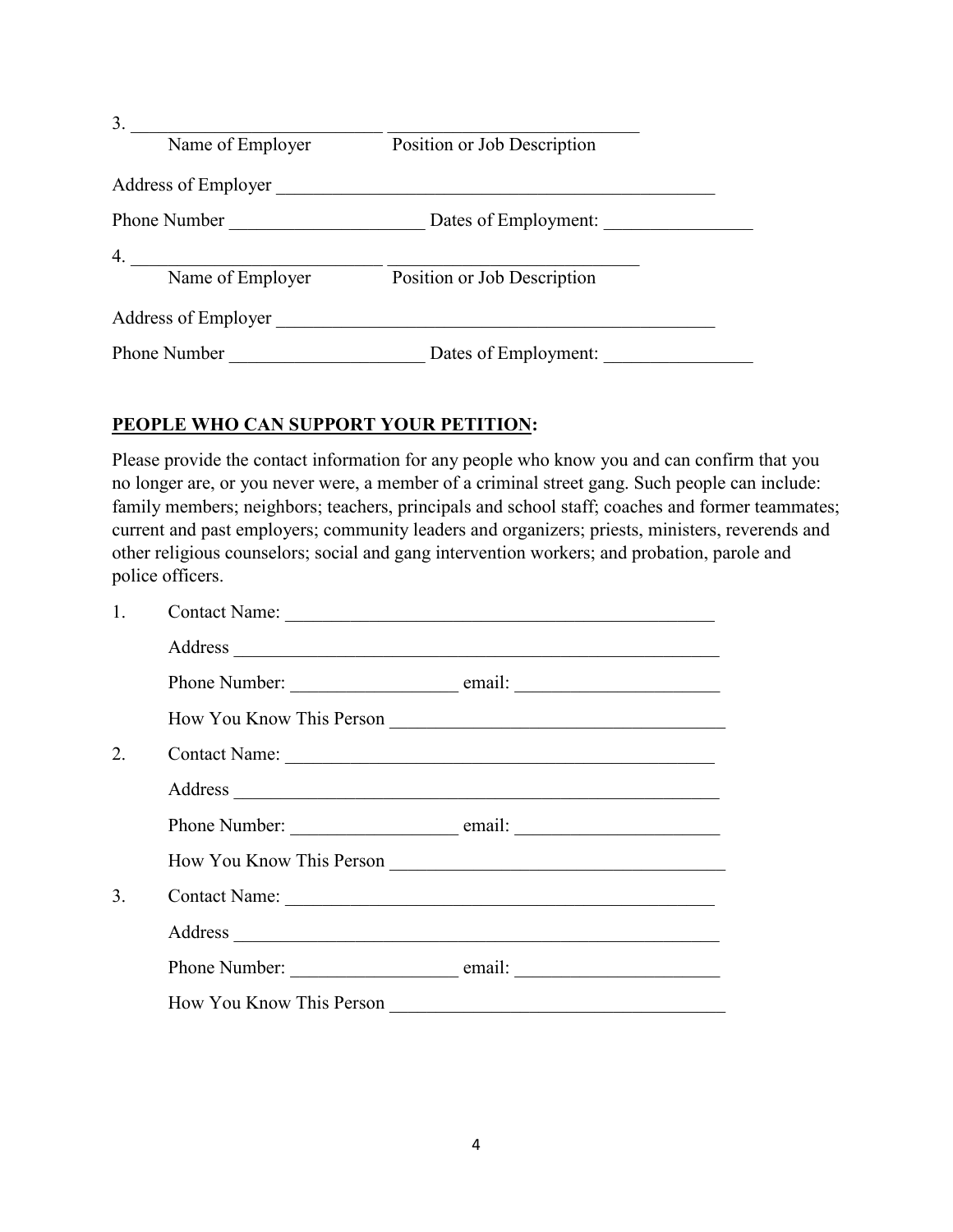3. ___________________________ ___________________________
Name of Employer Position or Job Description

Address of Employer ______________________________________________

Phone Number ____________________ Dates of Employment: ______________

4. ___________________________ ___________________________
Name of Employer Position or Job Description

Address of Employer ______________________________________________

Phone Number ____________________ Dates of Employment: ______________

**PEOPLE WHO CAN SUPPORT YOUR PETITION:**

Please provide the contact information for any people who know you and can confirm that you no longer are, or you never were, a member of a criminal street gang. Such people can include: family members; neighbors; teachers, principals and school staff; coaches and former teammates; current and past employers; community leaders and organizers; priests, ministers, reverends and other religious counselors; social and gang intervention workers; and probation, parole and police officers.

1. Contact Name: ______________________________________________

   Address ______________________________________________

   Phone Number: ________________ email: ____________________

   How You Know This Person ________________________________

2. Contact Name: ______________________________________________

   Address ______________________________________________

   Phone Number: ________________ email: ____________________

   How You Know This Person ________________________________

3. Contact Name: ______________________________________________

   Address ______________________________________________

   Phone Number: ________________ email: ____________________

   How You Know This Person ________________________________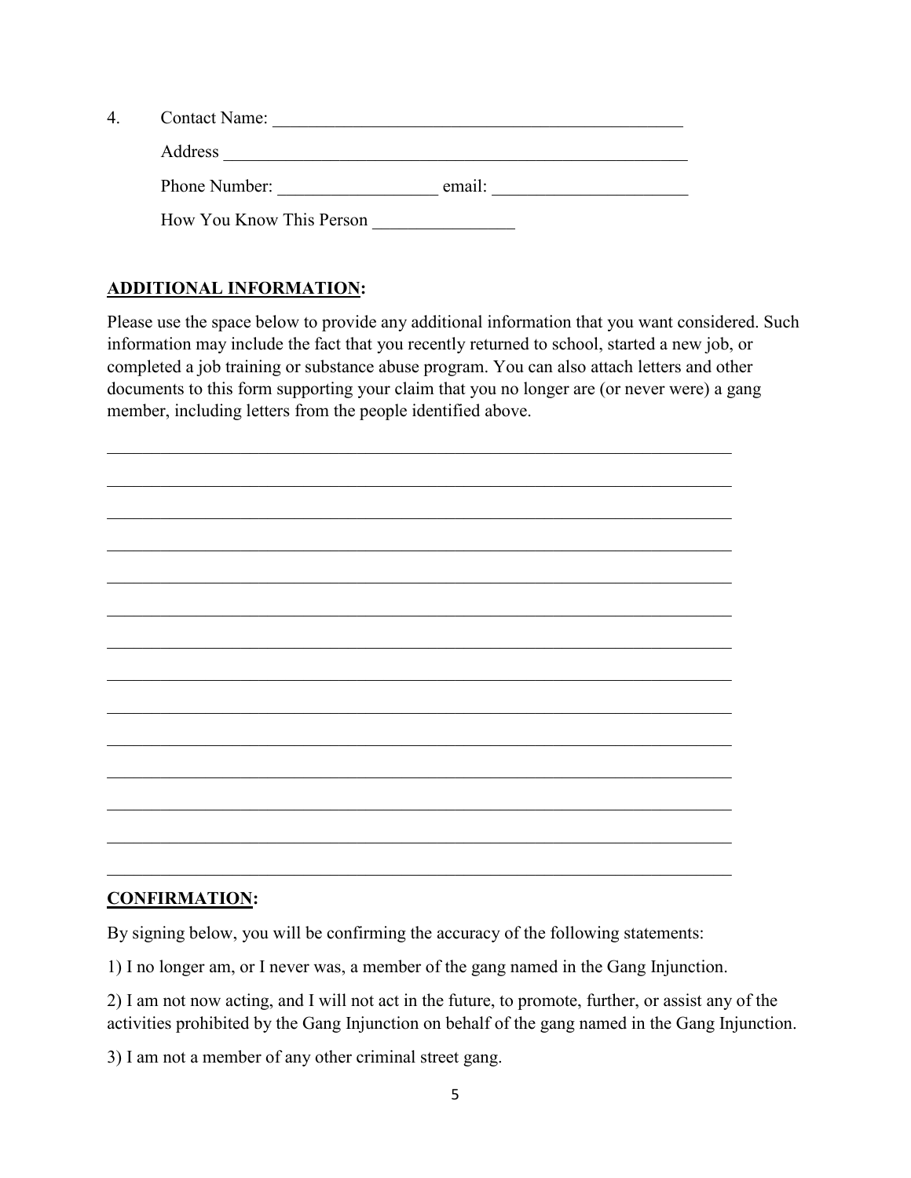4. Contact Name: ______________________________________________

   Address ____________________________________________________

   Phone Number: __________________ email: ______________________

   How You Know This Person ________________

## ADDITIONAL INFORMATION:

Please use the space below to provide any additional information that you want considered. Such information may include the fact that you recently returned to school, started a new job, or completed a job training or substance abuse program. You can also attach letters and other documents to this form supporting your claim that you no longer are (or never were) a gang member, including letters from the people identified above.

_________________________________________________________________________

_________________________________________________________________________

_________________________________________________________________________

_________________________________________________________________________

_________________________________________________________________________

_________________________________________________________________________

_________________________________________________________________________

_________________________________________________________________________

_________________________________________________________________________

_________________________________________________________________________

_________________________________________________________________________

_________________________________________________________________________

_________________________________________________________________________

_________________________________________________________________________

## CONFIRMATION:

By signing below, you will be confirming the accuracy of the following statements:

1) I no longer am, or I never was, a member of the gang named in the Gang Injunction.

2) I am not now acting, and I will not act in the future, to promote, further, or assist any of the activities prohibited by the Gang Injunction on behalf of the gang named in the Gang Injunction.

3) I am not a member of any other criminal street gang.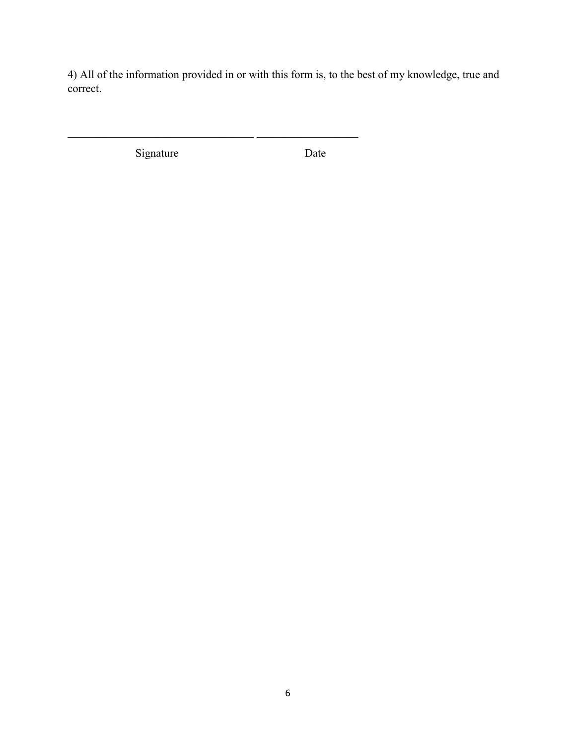4) All of the information provided in or with this form is, to the best of my knowledge, true and correct.

\_\_\_\_\_\_\_\_\_\_\_\_\_\_\_\_\_\_\_\_\_\_\_\_\_\_\_\_\_\_\_\_\_\_\_\_ \_\_\_\_\_\_\_\_\_\_\_\_\_\_\_\_\_\_\_\_

Signature                                        Date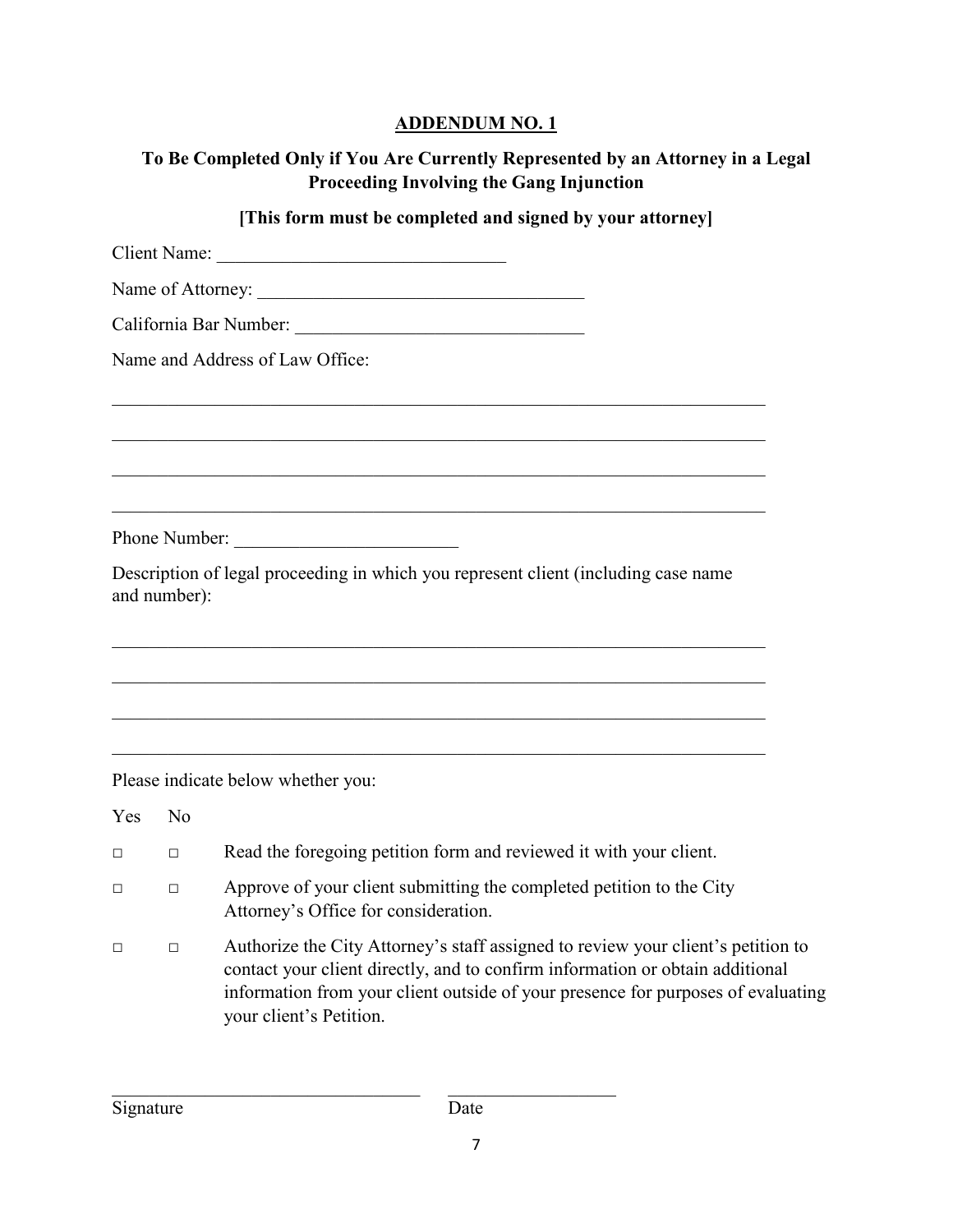## ADDENDUM NO. 1

**To Be Completed Only if You Are Currently Represented by an Attorney in a Legal Proceeding Involving the Gang Injunction**

**[This form must be completed and signed by your attorney]**

Client Name: ______________________________

Name of Attorney: ___________________________________

California Bar Number: ______________________________

Name and Address of Law Office:

_________________________________________________________________________

_________________________________________________________________________

_________________________________________________________________________

_________________________________________________________________________

Phone Number: ________________________

Description of legal proceeding in which you represent client (including case name and number):

_________________________________________________________________________

_________________________________________________________________________

_________________________________________________________________________

_________________________________________________________________________

Please indicate below whether you:

| Yes | No | |
|---|---|---|
| □ | □ | Read the foregoing petition form and reviewed it with your client. |
| □ | □ | Approve of your client submitting the completed petition to the City Attorney's Office for consideration. |
| □ | □ | Authorize the City Attorney's staff assigned to review your client's petition to contact your client directly, and to confirm information or obtain additional information from your client outside of your presence for purposes of evaluating your client's Petition. |

_________________________________ __________________

Signature Date